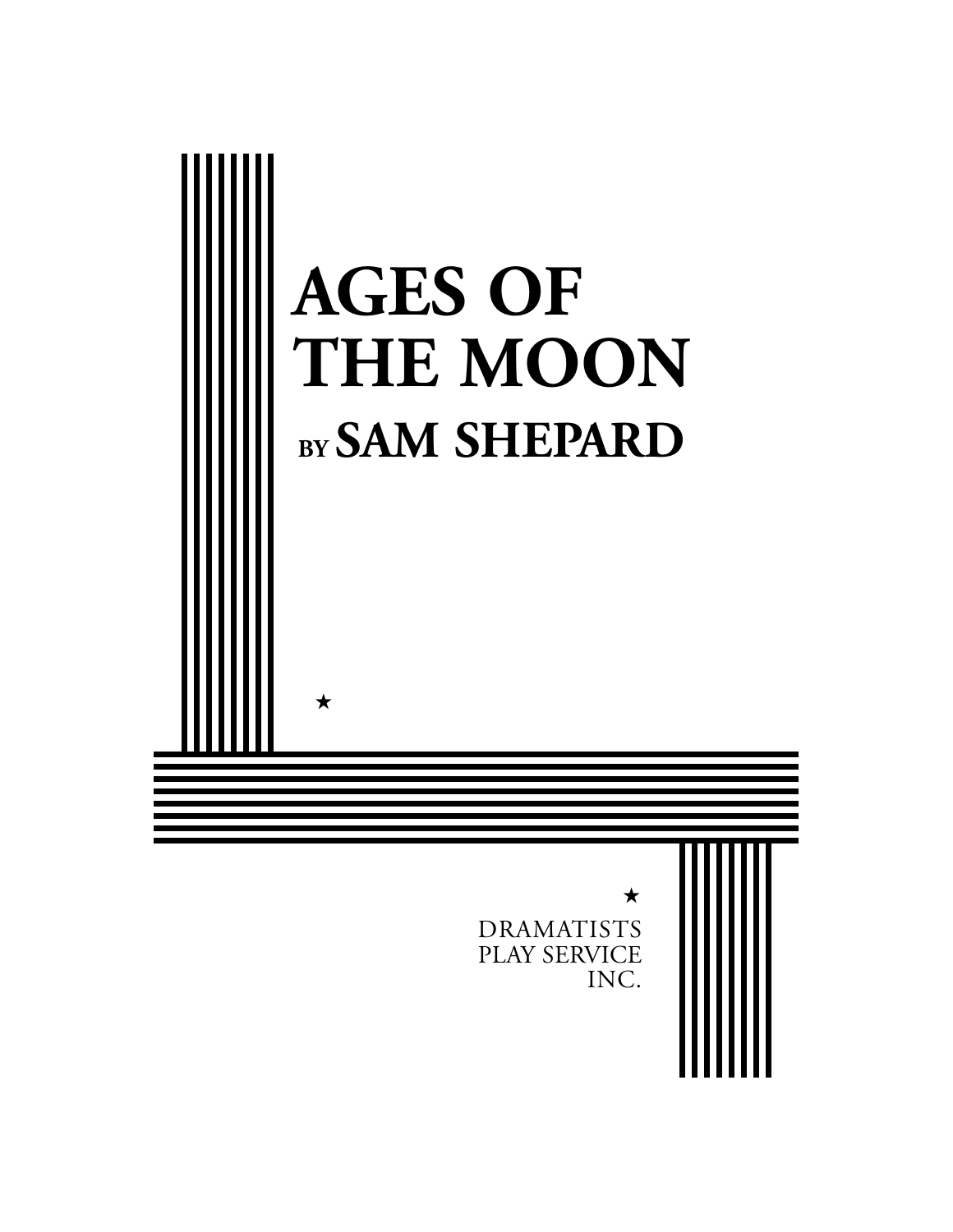# AGES OF THE MOON

**BY SAM SHEPARD**

★

★

DRAMATISTS
PLAY SERVICE
INC.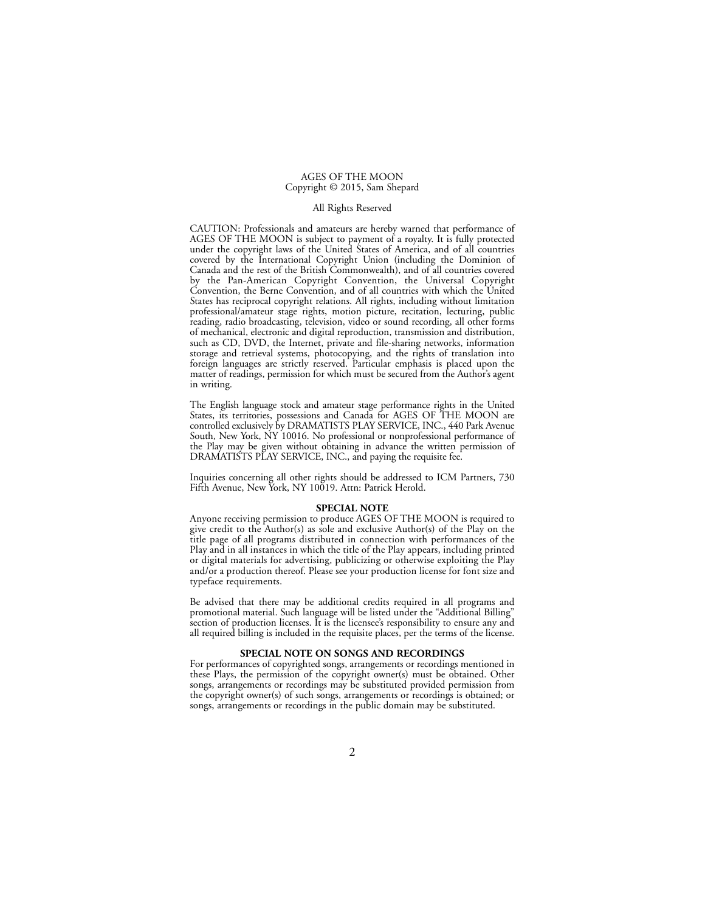AGES OF THE MOON
Copyright © 2015, Sam Shepard

All Rights Reserved

CAUTION: Professionals and amateurs are hereby warned that performance of AGES OF THE MOON is subject to payment of a royalty. It is fully protected under the copyright laws of the United States of America, and of all countries covered by the International Copyright Union (including the Dominion of Canada and the rest of the British Commonwealth), and of all countries covered by the Pan-American Copyright Convention, the Universal Copyright Convention, the Berne Convention, and of all countries with which the United States has reciprocal copyright relations. All rights, including without limitation professional/amateur stage rights, motion picture, recitation, lecturing, public reading, radio broadcasting, television, video or sound recording, all other forms of mechanical, electronic and digital reproduction, transmission and distribution, such as CD, DVD, the Internet, private and file-sharing networks, information storage and retrieval systems, photocopying, and the rights of translation into foreign languages are strictly reserved. Particular emphasis is placed upon the matter of readings, permission for which must be secured from the Author's agent in writing.

The English language stock and amateur stage performance rights in the United States, its territories, possessions and Canada for AGES OF THE MOON are controlled exclusively by DRAMATISTS PLAY SERVICE, INC., 440 Park Avenue South, New York, NY 10016. No professional or nonprofessional performance of the Play may be given without obtaining in advance the written permission of DRAMATISTS PLAY SERVICE, INC., and paying the requisite fee.

Inquiries concerning all other rights should be addressed to ICM Partners, 730 Fifth Avenue, New York, NY 10019. Attn: Patrick Herold.

**SPECIAL NOTE**

Anyone receiving permission to produce AGES OF THE MOON is required to give credit to the Author(s) as sole and exclusive Author(s) of the Play on the title page of all programs distributed in connection with performances of the Play and in all instances in which the title of the Play appears, including printed or digital materials for advertising, publicizing or otherwise exploiting the Play and/or a production thereof. Please see your production license for font size and typeface requirements.

Be advised that there may be additional credits required in all programs and promotional material. Such language will be listed under the "Additional Billing" section of production licenses. It is the licensee's responsibility to ensure any and all required billing is included in the requisite places, per the terms of the license.

**SPECIAL NOTE ON SONGS AND RECORDINGS**

For performances of copyrighted songs, arrangements or recordings mentioned in these Plays, the permission of the copyright owner(s) must be obtained. Other songs, arrangements or recordings may be substituted provided permission from the copyright owner(s) of such songs, arrangements or recordings is obtained; or songs, arrangements or recordings in the public domain may be substituted.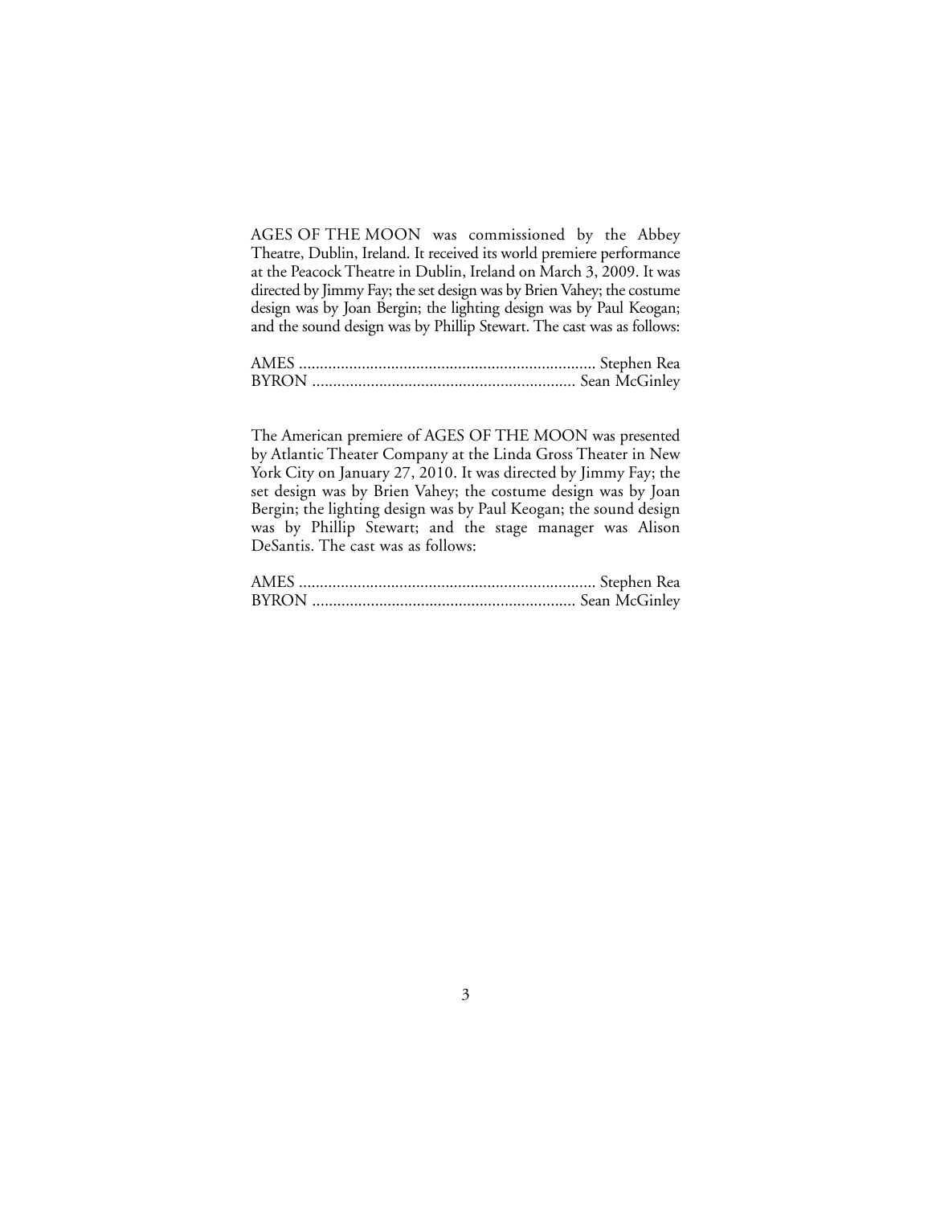AGES OF THE MOON was commissioned by the Abbey Theatre, Dublin, Ireland. It received its world premiere performance at the Peacock Theatre in Dublin, Ireland on March 3, 2009. It was directed by Jimmy Fay; the set design was by Brien Vahey; the costume design was by Joan Bergin; the lighting design was by Paul Keogan; and the sound design was by Phillip Stewart. The cast was as follows:

AMES ...................................................................... Stephen Rea
BYRON .............................................................. Sean McGinley

The American premiere of AGES OF THE MOON was presented by Atlantic Theater Company at the Linda Gross Theater in New York City on January 27, 2010. It was directed by Jimmy Fay; the set design was by Brien Vahey; the costume design was by Joan Bergin; the lighting design was by Paul Keogan; the sound design was by Phillip Stewart; and the stage manager was Alison DeSantis. The cast was as follows:

AMES ...................................................................... Stephen Rea
BYRON .............................................................. Sean McGinley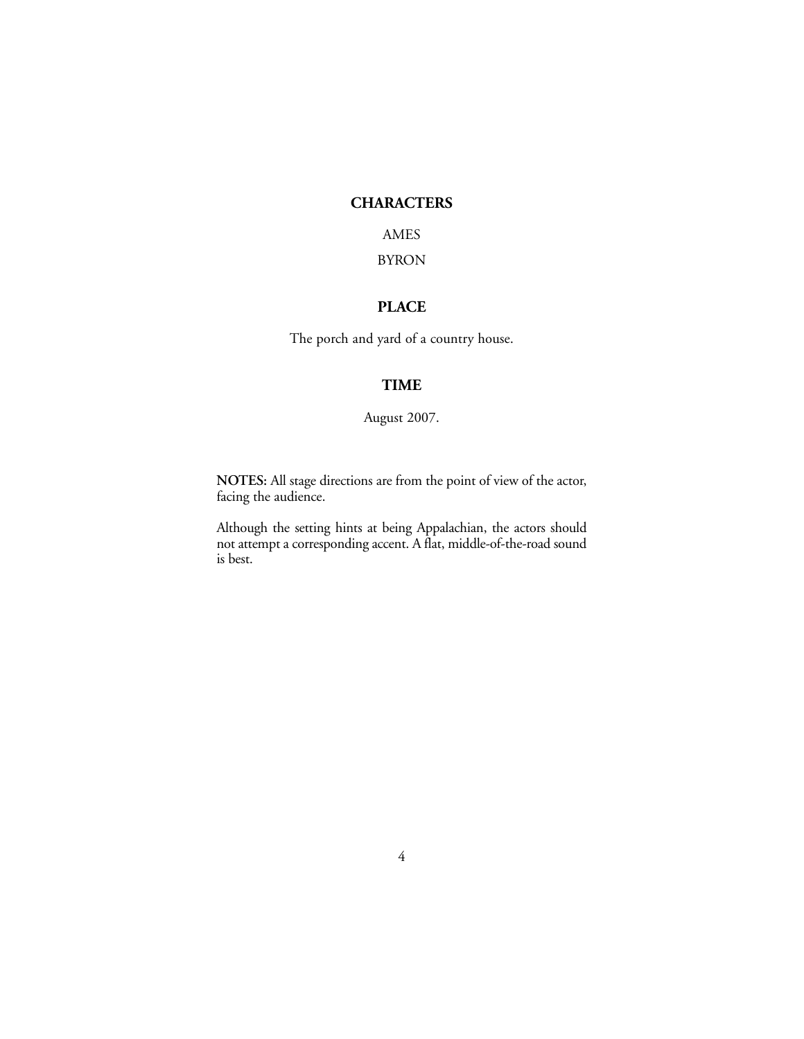## CHARACTERS

AMES

BYRON

## PLACE

The porch and yard of a country house.

## TIME

August 2007.

**NOTES:** All stage directions are from the point of view of the actor, facing the audience.

Although the setting hints at being Appalachian, the actors should not attempt a corresponding accent. A flat, middle-of-the-road sound is best.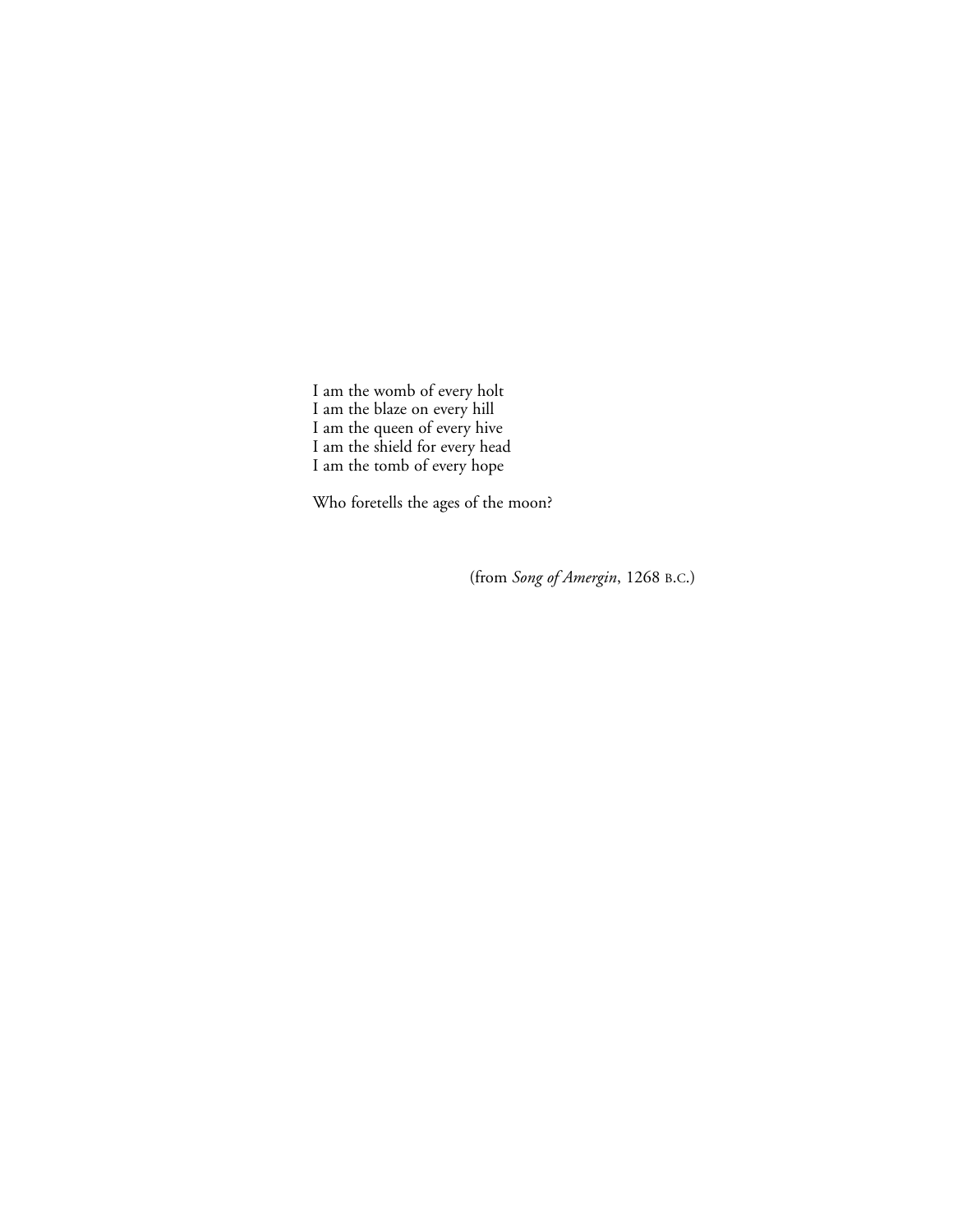I am the womb of every holt
I am the blaze on every hill
I am the queen of every hive
I am the shield for every head
I am the tomb of every hope

Who foretells the ages of the moon?

(from *Song of Amergin*, 1268 B.C.)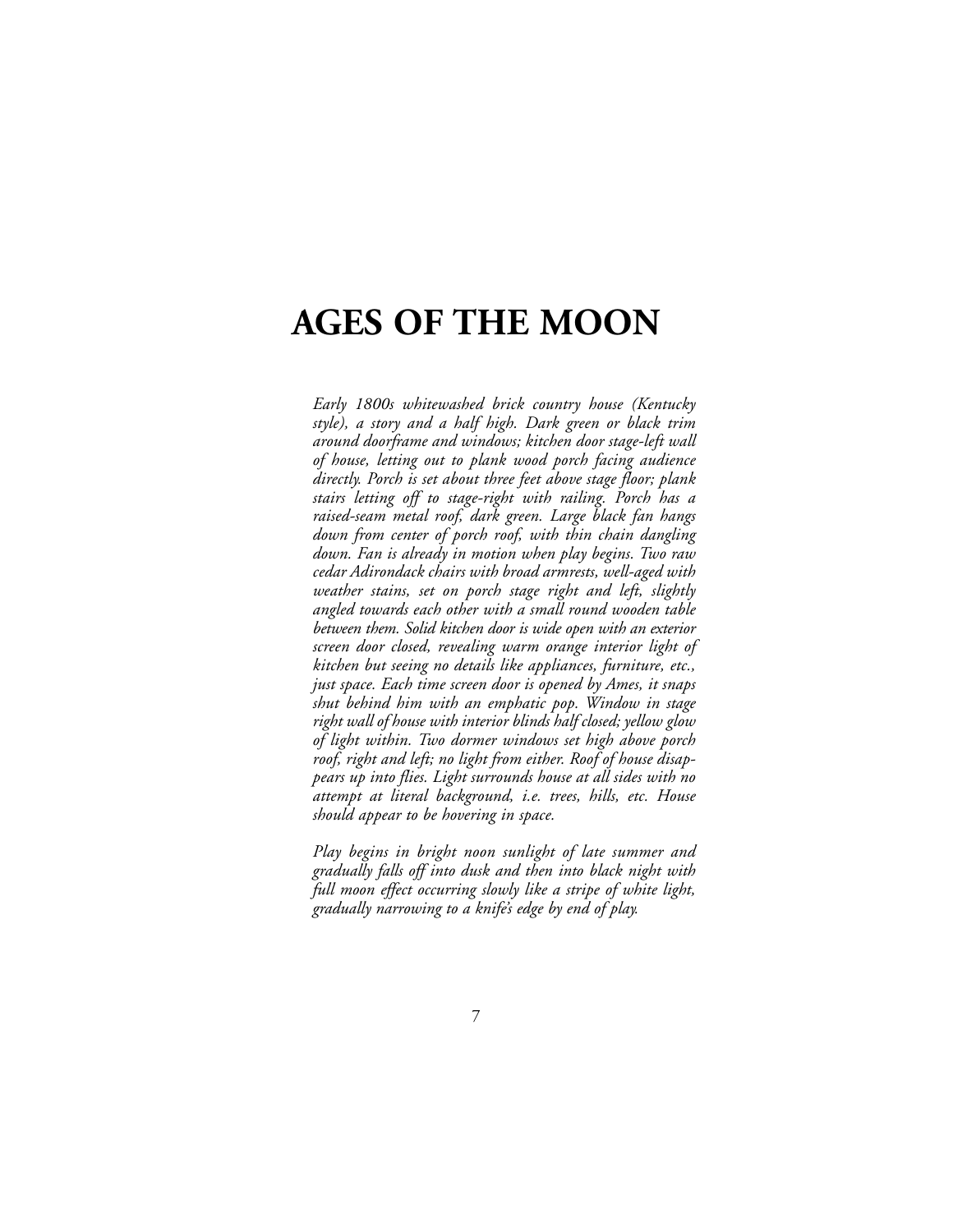# AGES OF THE MOON

*Early 1800s whitewashed brick country house (Kentucky style), a story and a half high. Dark green or black trim around doorframe and windows; kitchen door stage-left wall of house, letting out to plank wood porch facing audience directly. Porch is set about three feet above stage floor; plank stairs letting off to stage-right with railing. Porch has a raised-seam metal roof, dark green. Large black fan hangs down from center of porch roof, with thin chain dangling down. Fan is already in motion when play begins. Two raw cedar Adirondack chairs with broad armrests, well-aged with weather stains, set on porch stage right and left, slightly angled towards each other with a small round wooden table between them. Solid kitchen door is wide open with an exterior screen door closed, revealing warm orange interior light of kitchen but seeing no details like appliances, furniture, etc., just space. Each time screen door is opened by Ames, it snaps shut behind him with an emphatic pop. Window in stage right wall of house with interior blinds half closed; yellow glow of light within. Two dormer windows set high above porch roof, right and left; no light from either. Roof of house disappears up into flies. Light surrounds house at all sides with no attempt at literal background, i.e. trees, hills, etc. House should appear to be hovering in space.*

*Play begins in bright noon sunlight of late summer and gradually falls off into dusk and then into black night with full moon effect occurring slowly like a stripe of white light, gradually narrowing to a knife's edge by end of play.*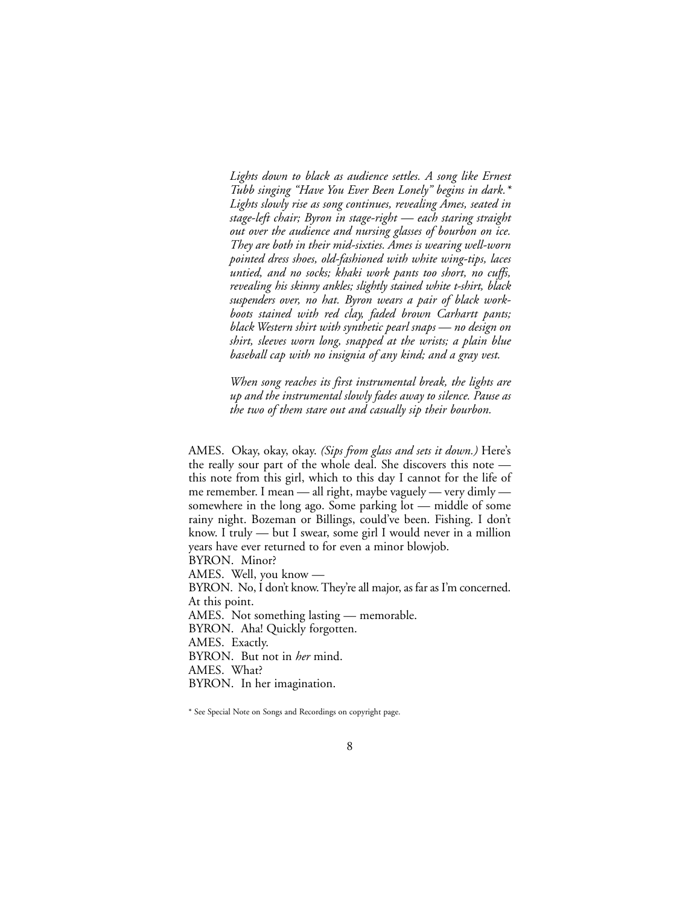*Lights down to black as audience settles. A song like Ernest Tubb singing "Have You Ever Been Lonely" begins in dark.\* Lights slowly rise as song continues, revealing Ames, seated in stage-left chair; Byron in stage-right — each staring straight out over the audience and nursing glasses of bourbon on ice. They are both in their mid-sixties. Ames is wearing well-worn pointed dress shoes, old-fashioned with white wing-tips, laces untied, and no socks; khaki work pants too short, no cuffs, revealing his skinny ankles; slightly stained white t-shirt, black suspenders over, no hat. Byron wears a pair of black work-boots stained with red clay, faded brown Carhartt pants; black Western shirt with synthetic pearl snaps — no design on shirt, sleeves worn long, snapped at the wrists; a plain blue baseball cap with no insignia of any kind; and a gray vest.*

*When song reaches its first instrumental break, the lights are up and the instrumental slowly fades away to silence. Pause as the two of them stare out and casually sip their bourbon.*

AMES. Okay, okay, okay. *(Sips from glass and sets it down.)* Here's the really sour part of the whole deal. She discovers this note — this note from this girl, which to this day I cannot for the life of me remember. I mean — all right, maybe vaguely — very dimly — somewhere in the long ago. Some parking lot — middle of some rainy night. Bozeman or Billings, could've been. Fishing. I don't know. I truly — but I swear, some girl I would never in a million years have ever returned to for even a minor blowjob.
BYRON. Minor?
AMES. Well, you know —
BYRON. No, I don't know. They're all major, as far as I'm concerned. At this point.
AMES. Not something lasting — memorable.
BYRON. Aha! Quickly forgotten.
AMES. Exactly.
BYRON. But not in *her* mind.
AMES. What?
BYRON. In her imagination.

\* See Special Note on Songs and Recordings on copyright page.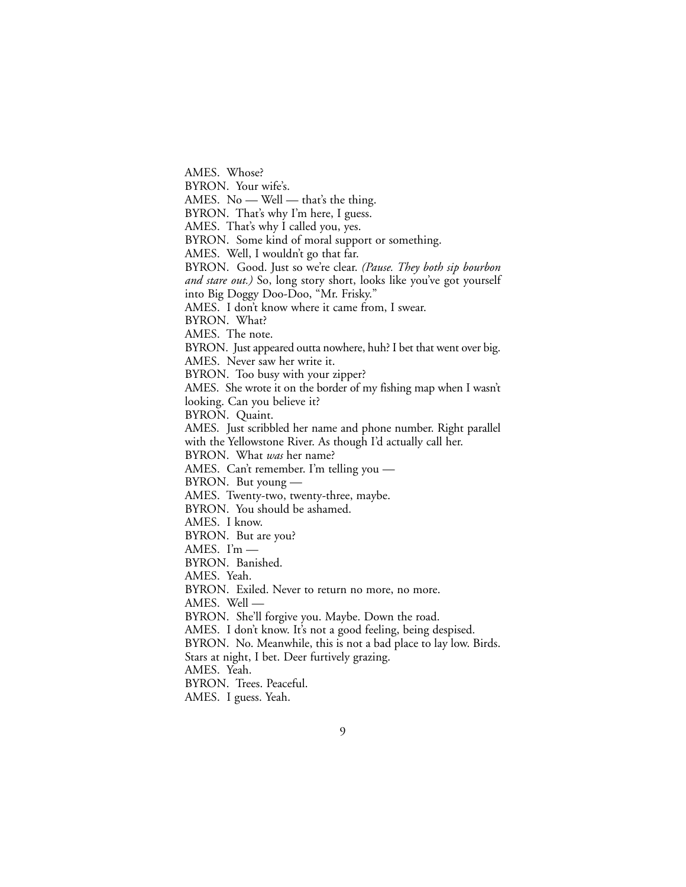AMES. Whose?

BYRON. Your wife's.

AMES. No — Well — that's the thing.

BYRON. That's why I'm here, I guess.

AMES. That's why I called you, yes.

BYRON. Some kind of moral support or something.

AMES. Well, I wouldn't go that far.

BYRON. Good. Just so we're clear. *(Pause. They both sip bourbon and stare out.)* So, long story short, looks like you've got yourself into Big Doggy Doo-Doo, "Mr. Frisky."

AMES. I don't know where it came from, I swear.

BYRON. What?

AMES. The note.

BYRON. Just appeared outta nowhere, huh? I bet that went over big.

AMES. Never saw her write it.

BYRON. Too busy with your zipper?

AMES. She wrote it on the border of my fishing map when I wasn't looking. Can you believe it?

BYRON. Quaint.

AMES. Just scribbled her name and phone number. Right parallel with the Yellowstone River. As though I'd actually call her.

BYRON. What *was* her name?

AMES. Can't remember. I'm telling you —

BYRON. But young —

AMES. Twenty-two, twenty-three, maybe.

BYRON. You should be ashamed.

AMES. I know.

BYRON. But are you?

AMES. I'm —

BYRON. Banished.

AMES. Yeah.

BYRON. Exiled. Never to return no more, no more.

AMES. Well —

BYRON. She'll forgive you. Maybe. Down the road.

AMES. I don't know. It's not a good feeling, being despised.

BYRON. No. Meanwhile, this is not a bad place to lay low. Birds. Stars at night, I bet. Deer furtively grazing.

AMES. Yeah.

BYRON. Trees. Peaceful.

AMES. I guess. Yeah.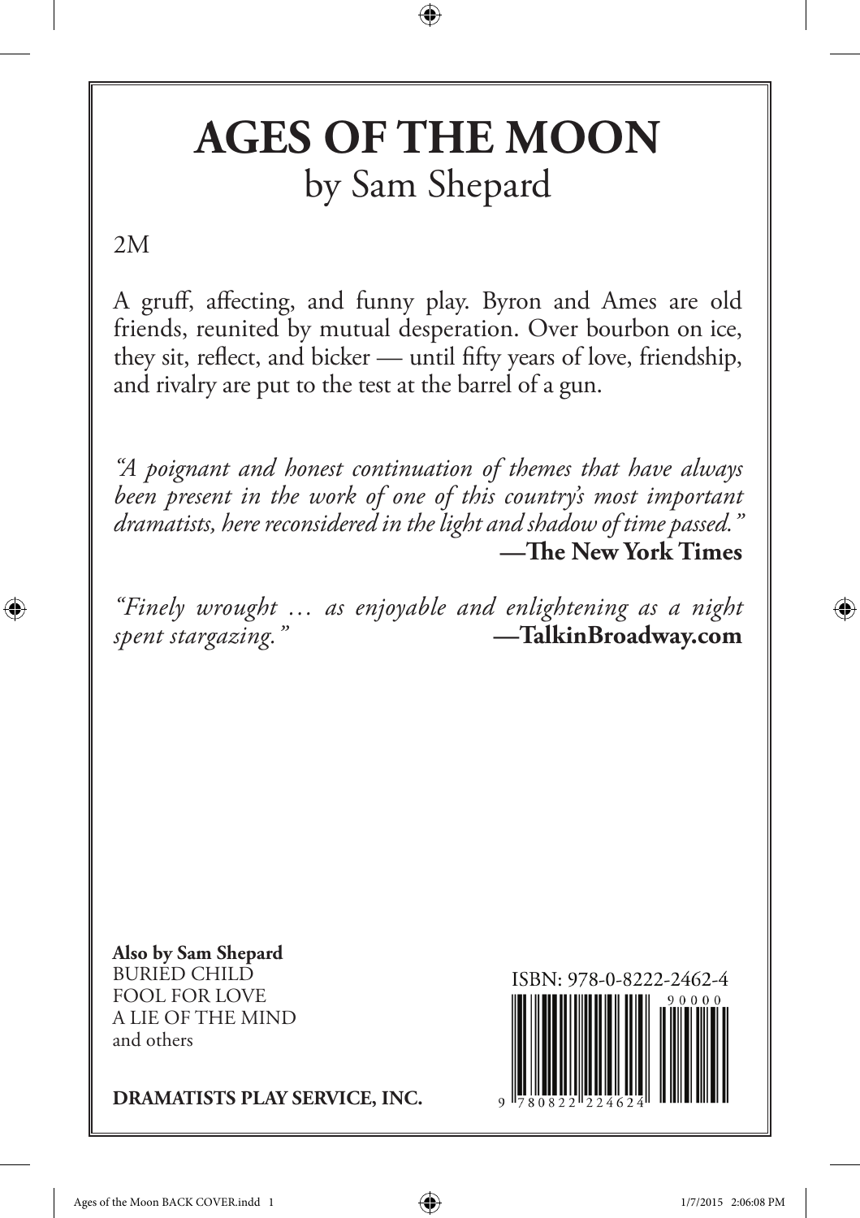# AGES OF THE MOON

by Sam Shepard

2M

A gruff, affecting, and funny play. Byron and Ames are old friends, reunited by mutual desperation. Over bourbon on ice, they sit, reflect, and bicker — until fifty years of love, friendship, and rivalry are put to the test at the barrel of a gun.

*"A poignant and honest continuation of themes that have always been present in the work of one of this country's most important dramatists, here reconsidered in the light and shadow of time passed."* **—The New York Times**

*"Finely wrought … as enjoyable and enlightening as a night spent stargazing."* **—TalkinBroadway.com**

**Also by Sam Shepard**
BURIED CHILD
FOOL FOR LOVE
A LIE OF THE MIND
and others

**DRAMATISTS PLAY SERVICE, INC.**

ISBN: 978-0-8222-2462-4

90000

9 780822 224624